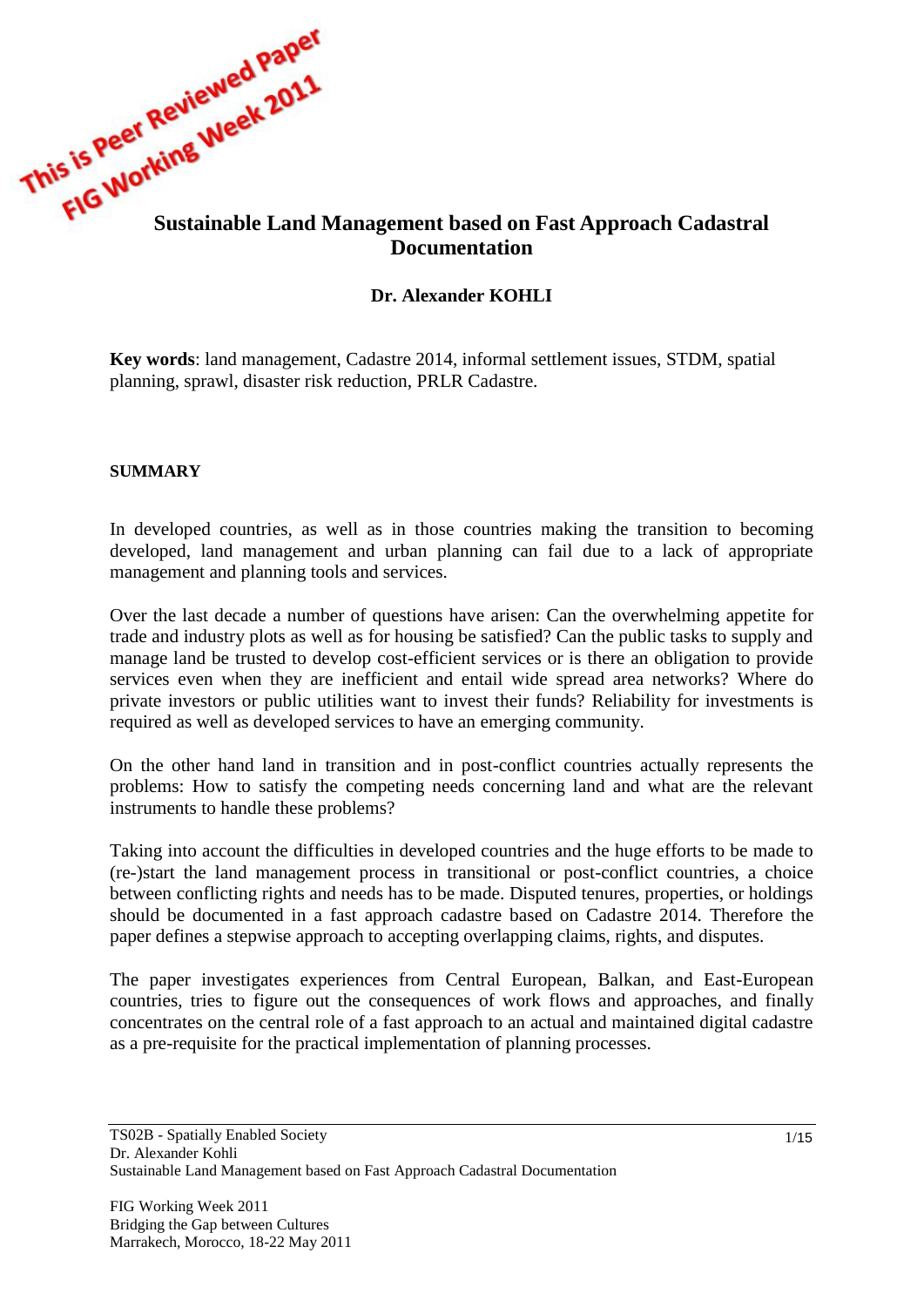This is Peer Reviewed Paper
FIG Working Week 2011

# Sustainable Land Management based on Fast Approach Cadastral Documentation

**Dr. Alexander KOHLI**

**Key words**: land management, Cadastre 2014, informal settlement issues, STDM, spatial planning, sprawl, disaster risk reduction, PRLR Cadastre.

## SUMMARY

In developed countries, as well as in those countries making the transition to becoming developed, land management and urban planning can fail due to a lack of appropriate management and planning tools and services.

Over the last decade a number of questions have arisen: Can the overwhelming appetite for trade and industry plots as well as for housing be satisfied? Can the public tasks to supply and manage land be trusted to develop cost-efficient services or is there an obligation to provide services even when they are inefficient and entail wide spread area networks? Where do private investors or public utilities want to invest their funds? Reliability for investments is required as well as developed services to have an emerging community.

On the other hand land in transition and in post-conflict countries actually represents the problems: How to satisfy the competing needs concerning land and what are the relevant instruments to handle these problems?

Taking into account the difficulties in developed countries and the huge efforts to be made to (re-)start the land management process in transitional or post-conflict countries, a choice between conflicting rights and needs has to be made. Disputed tenures, properties, or holdings should be documented in a fast approach cadastre based on Cadastre 2014. Therefore the paper defines a stepwise approach to accepting overlapping claims, rights, and disputes.

The paper investigates experiences from Central European, Balkan, and East-European countries, tries to figure out the consequences of work flows and approaches, and finally concentrates on the central role of a fast approach to an actual and maintained digital cadastre as a pre-requisite for the practical implementation of planning processes.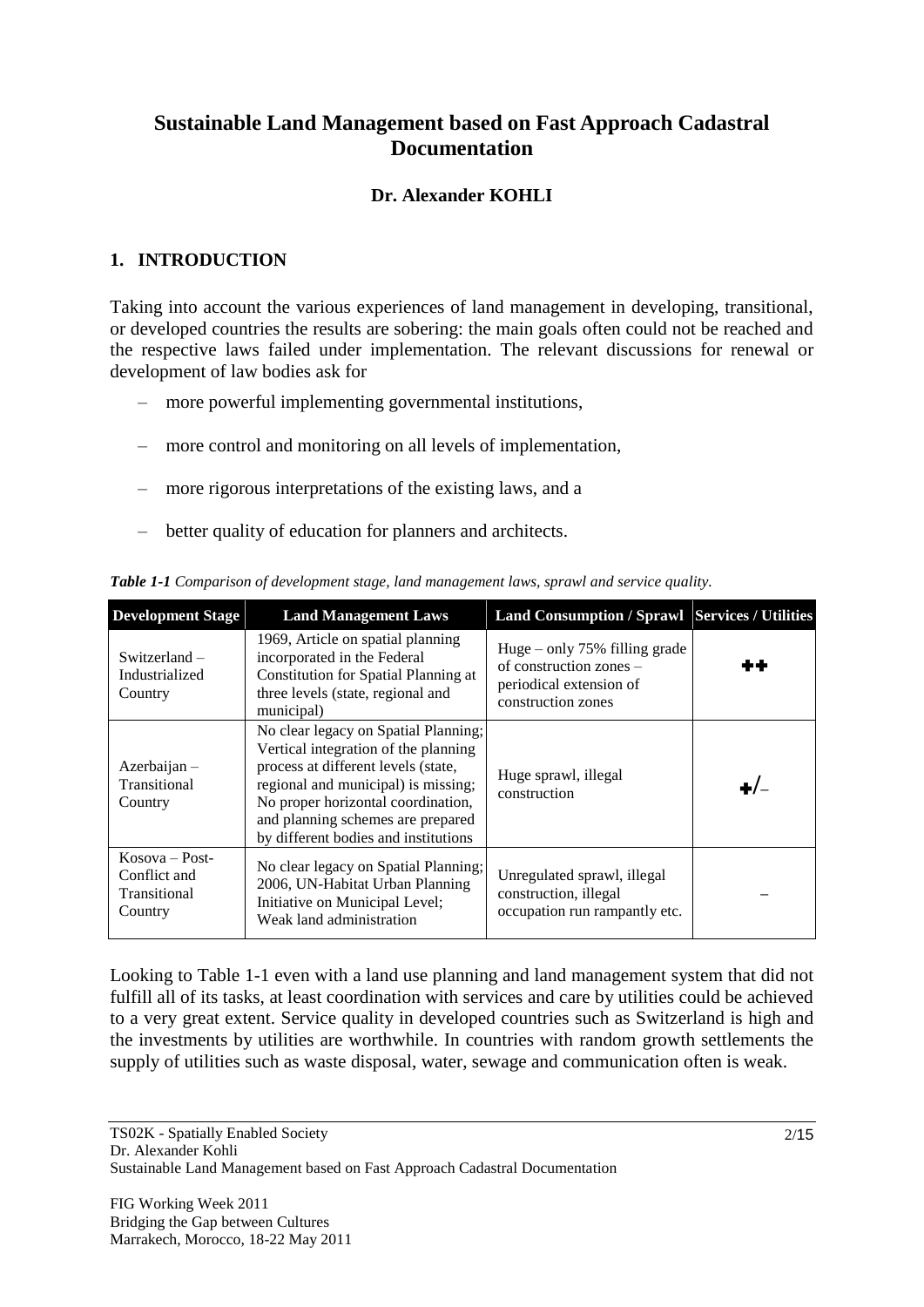# Sustainable Land Management based on Fast Approach Cadastral Documentation

**Dr. Alexander KOHLI**

## 1. INTRODUCTION

Taking into account the various experiences of land management in developing, transitional, or developed countries the results are sobering: the main goals often could not be reached and the respective laws failed under implementation. The relevant discussions for renewal or development of law bodies ask for

- more powerful implementing governmental institutions,
- more control and monitoring on all levels of implementation,
- more rigorous interpretations of the existing laws, and a
- better quality of education for planners and architects.

***Table 1-1** Comparison of development stage, land management laws, sprawl and service quality.*

| Development Stage | Land Management Laws | Land Consumption / Sprawl | Services / Utilities |
|---|---|---|---|
| Switzerland – Industrialized Country | 1969, Article on spatial planning incorporated in the Federal Constitution for Spatial Planning at three levels (state, regional and municipal) | Huge – only 75% filling grade of construction zones – periodical extension of construction zones | ++ |
| Azerbaijan – Transitional Country | No clear legacy on Spatial Planning; Vertical integration of the planning process at different levels (state, regional and municipal) is missing; No proper horizontal coordination, and planning schemes are prepared by different bodies and institutions | Huge sprawl, illegal construction | +/– |
| Kosova – Post-Conflict and Transitional Country | No clear legacy on Spatial Planning; 2006, UN-Habitat Urban Planning Initiative on Municipal Level; Weak land administration | Unregulated sprawl, illegal construction, illegal occupation run rampantly etc. | – |

Looking to Table 1-1 even with a land use planning and land management system that did not fulfill all of its tasks, at least coordination with services and care by utilities could be achieved to a very great extent. Service quality in developed countries such as Switzerland is high and the investments by utilities are worthwhile. In countries with random growth settlements the supply of utilities such as waste disposal, water, sewage and communication often is weak.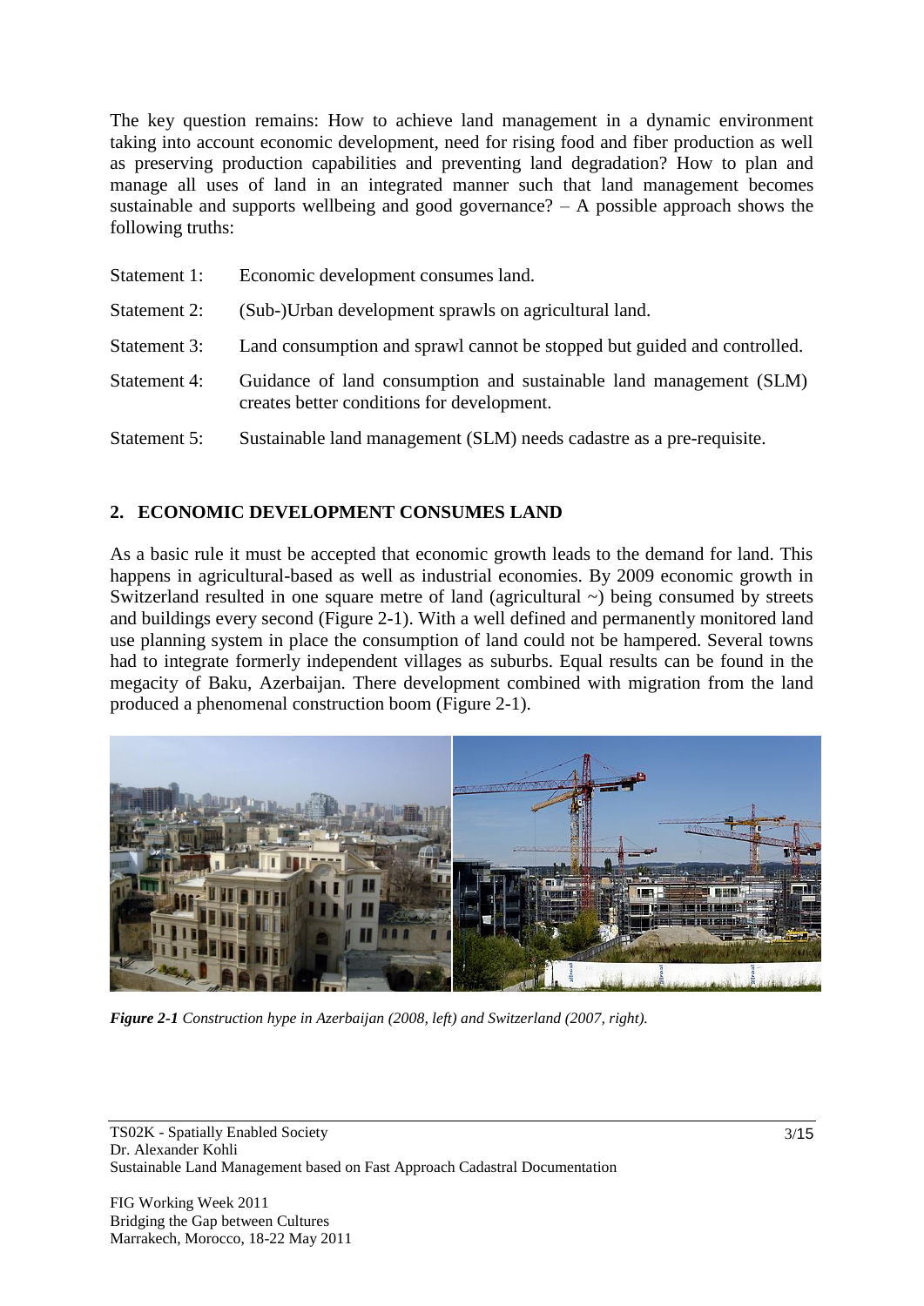The key question remains: How to achieve land management in a dynamic environment taking into account economic development, need for rising food and fiber production as well as preserving production capabilities and preventing land degradation? How to plan and manage all uses of land in an integrated manner such that land management becomes sustainable and supports wellbeing and good governance? – A possible approach shows the following truths:

Statement 1: Economic development consumes land.

Statement 2: (Sub-)Urban development sprawls on agricultural land.

Statement 3: Land consumption and sprawl cannot be stopped but guided and controlled.

Statement 4: Guidance of land consumption and sustainable land management (SLM) creates better conditions for development.

Statement 5: Sustainable land management (SLM) needs cadastre as a pre-requisite.

## 2. ECONOMIC DEVELOPMENT CONSUMES LAND

As a basic rule it must be accepted that economic growth leads to the demand for land. This happens in agricultural-based as well as industrial economies. By 2009 economic growth in Switzerland resulted in one square metre of land (agricultural ~) being consumed by streets and buildings every second (Figure 2-1). With a well defined and permanently monitored land use planning system in place the consumption of land could not be hampered. Several towns had to integrate formerly independent villages as suburbs. Equal results can be found in the megacity of Baku, Azerbaijan. There development combined with migration from the land produced a phenomenal construction boom (Figure 2-1).

***Figure 2-1*** *Construction hype in Azerbaijan (2008, left) and Switzerland (2007, right).*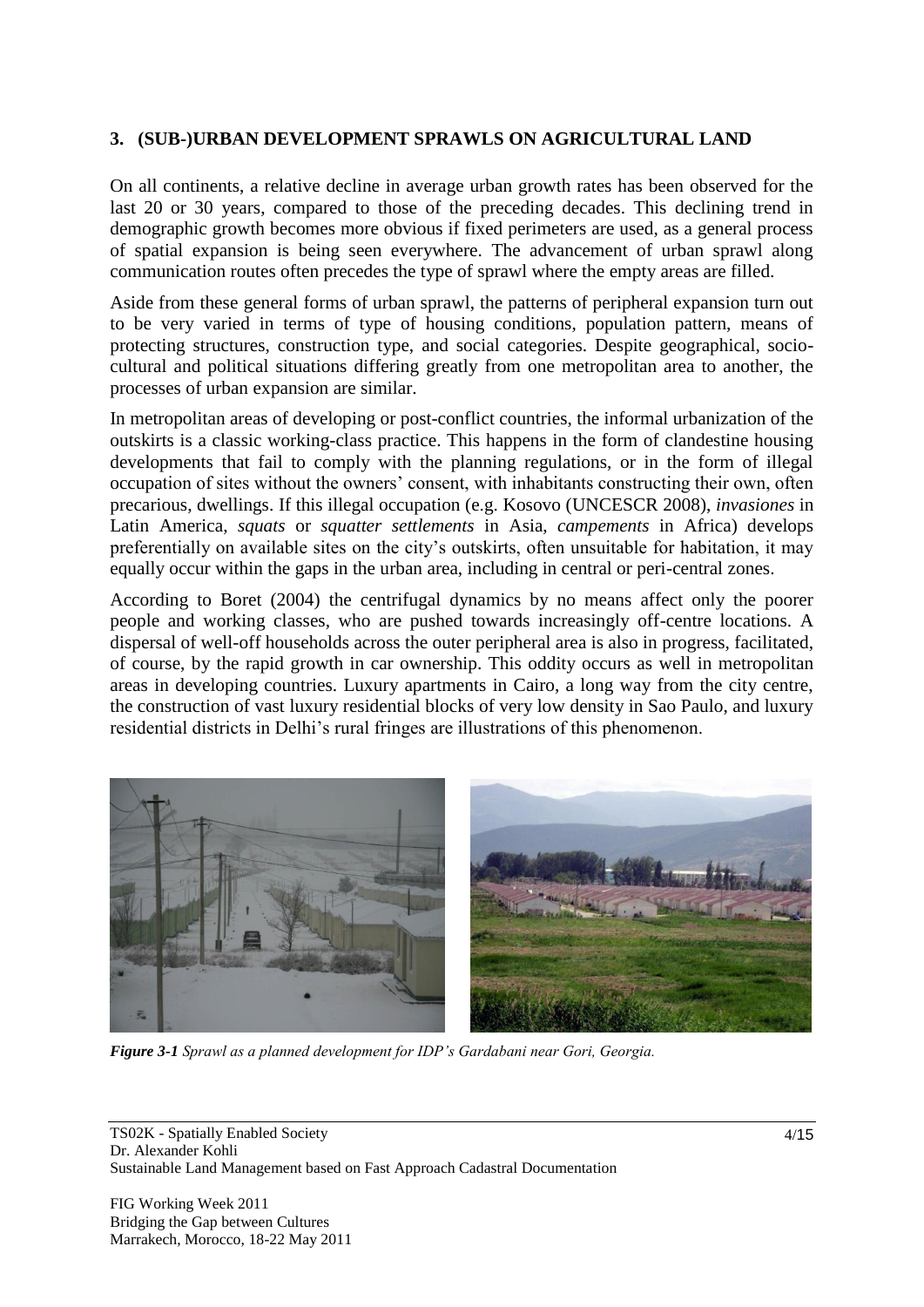## 3. (SUB-)URBAN DEVELOPMENT SPRAWLS ON AGRICULTURAL LAND

On all continents, a relative decline in average urban growth rates has been observed for the last 20 or 30 years, compared to those of the preceding decades. This declining trend in demographic growth becomes more obvious if fixed perimeters are used, as a general process of spatial expansion is being seen everywhere. The advancement of urban sprawl along communication routes often precedes the type of sprawl where the empty areas are filled.

Aside from these general forms of urban sprawl, the patterns of peripheral expansion turn out to be very varied in terms of type of housing conditions, population pattern, means of protecting structures, construction type, and social categories. Despite geographical, socio-cultural and political situations differing greatly from one metropolitan area to another, the processes of urban expansion are similar.

In metropolitan areas of developing or post-conflict countries, the informal urbanization of the outskirts is a classic working-class practice. This happens in the form of clandestine housing developments that fail to comply with the planning regulations, or in the form of illegal occupation of sites without the owners' consent, with inhabitants constructing their own, often precarious, dwellings. If this illegal occupation (e.g. Kosovo (UNCESCR 2008), *invasiones* in Latin America, *squats* or *squatter settlements* in Asia, *campements* in Africa) develops preferentially on available sites on the city's outskirts, often unsuitable for habitation, it may equally occur within the gaps in the urban area, including in central or peri-central zones.

According to Boret (2004) the centrifugal dynamics by no means affect only the poorer people and working classes, who are pushed towards increasingly off-centre locations. A dispersal of well-off households across the outer peripheral area is also in progress, facilitated, of course, by the rapid growth in car ownership. This oddity occurs as well in metropolitan areas in developing countries. Luxury apartments in Cairo, a long way from the city centre, the construction of vast luxury residential blocks of very low density in Sao Paulo, and luxury residential districts in Delhi's rural fringes are illustrations of this phenomenon.

***Figure 3-1*** *Sprawl as a planned development for IDP's Gardabani near Gori, Georgia.*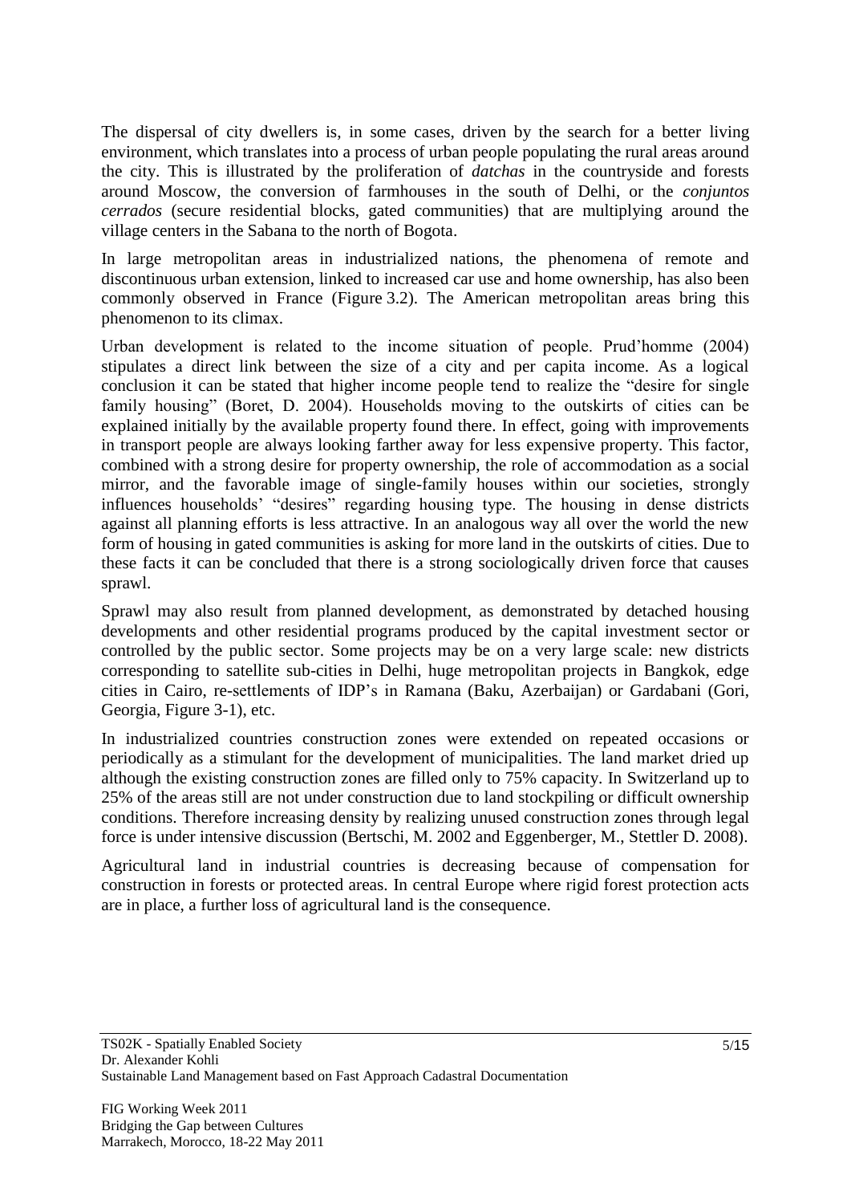The dispersal of city dwellers is, in some cases, driven by the search for a better living environment, which translates into a process of urban people populating the rural areas around the city. This is illustrated by the proliferation of *datchas* in the countryside and forests around Moscow, the conversion of farmhouses in the south of Delhi, or the *conjuntos cerrados* (secure residential blocks, gated communities) that are multiplying around the village centers in the Sabana to the north of Bogota.

In large metropolitan areas in industrialized nations, the phenomena of remote and discontinuous urban extension, linked to increased car use and home ownership, has also been commonly observed in France (Figure 3.2). The American metropolitan areas bring this phenomenon to its climax.

Urban development is related to the income situation of people. Prud'homme (2004) stipulates a direct link between the size of a city and per capita income. As a logical conclusion it can be stated that higher income people tend to realize the "desire for single family housing" (Boret, D. 2004). Households moving to the outskirts of cities can be explained initially by the available property found there. In effect, going with improvements in transport people are always looking farther away for less expensive property. This factor, combined with a strong desire for property ownership, the role of accommodation as a social mirror, and the favorable image of single-family houses within our societies, strongly influences households' "desires" regarding housing type. The housing in dense districts against all planning efforts is less attractive. In an analogous way all over the world the new form of housing in gated communities is asking for more land in the outskirts of cities. Due to these facts it can be concluded that there is a strong sociologically driven force that causes sprawl.

Sprawl may also result from planned development, as demonstrated by detached housing developments and other residential programs produced by the capital investment sector or controlled by the public sector. Some projects may be on a very large scale: new districts corresponding to satellite sub-cities in Delhi, huge metropolitan projects in Bangkok, edge cities in Cairo, re-settlements of IDP's in Ramana (Baku, Azerbaijan) or Gardabani (Gori, Georgia, Figure 3-1), etc.

In industrialized countries construction zones were extended on repeated occasions or periodically as a stimulant for the development of municipalities. The land market dried up although the existing construction zones are filled only to 75% capacity. In Switzerland up to 25% of the areas still are not under construction due to land stockpiling or difficult ownership conditions. Therefore increasing density by realizing unused construction zones through legal force is under intensive discussion (Bertschi, M. 2002 and Eggenberger, M., Stettler D. 2008).

Agricultural land in industrial countries is decreasing because of compensation for construction in forests or protected areas. In central Europe where rigid forest protection acts are in place, a further loss of agricultural land is the consequence.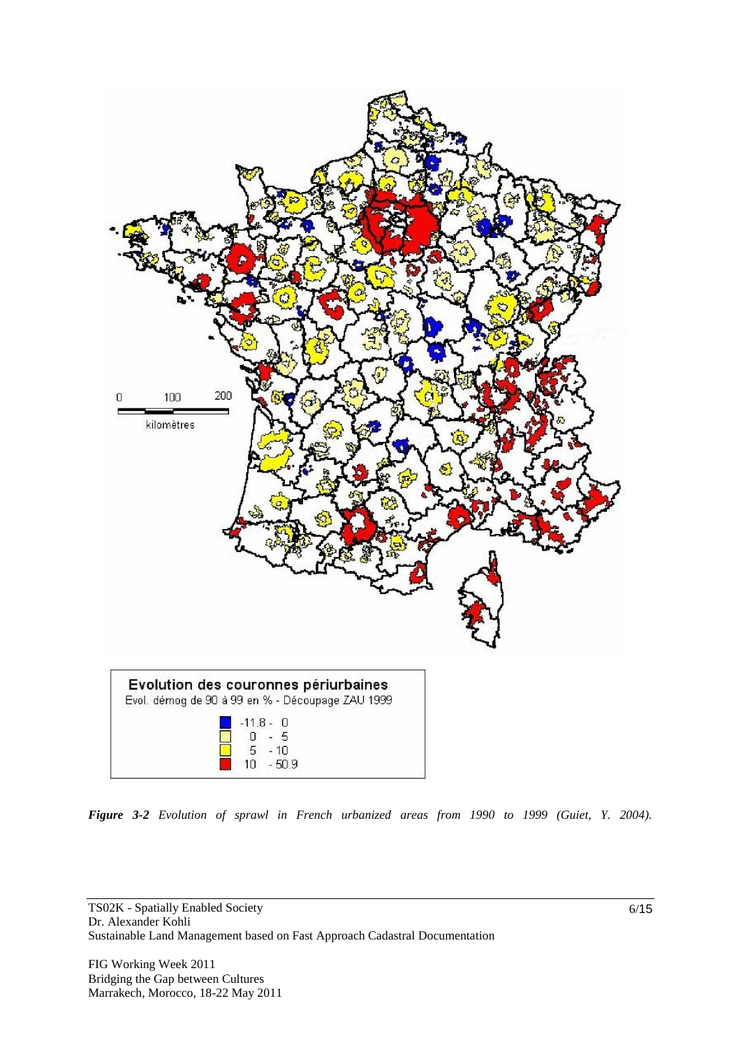*Figure 3-2 Evolution of sprawl in French urbanized areas from 1990 to 1999 (Guiet, Y. 2004).*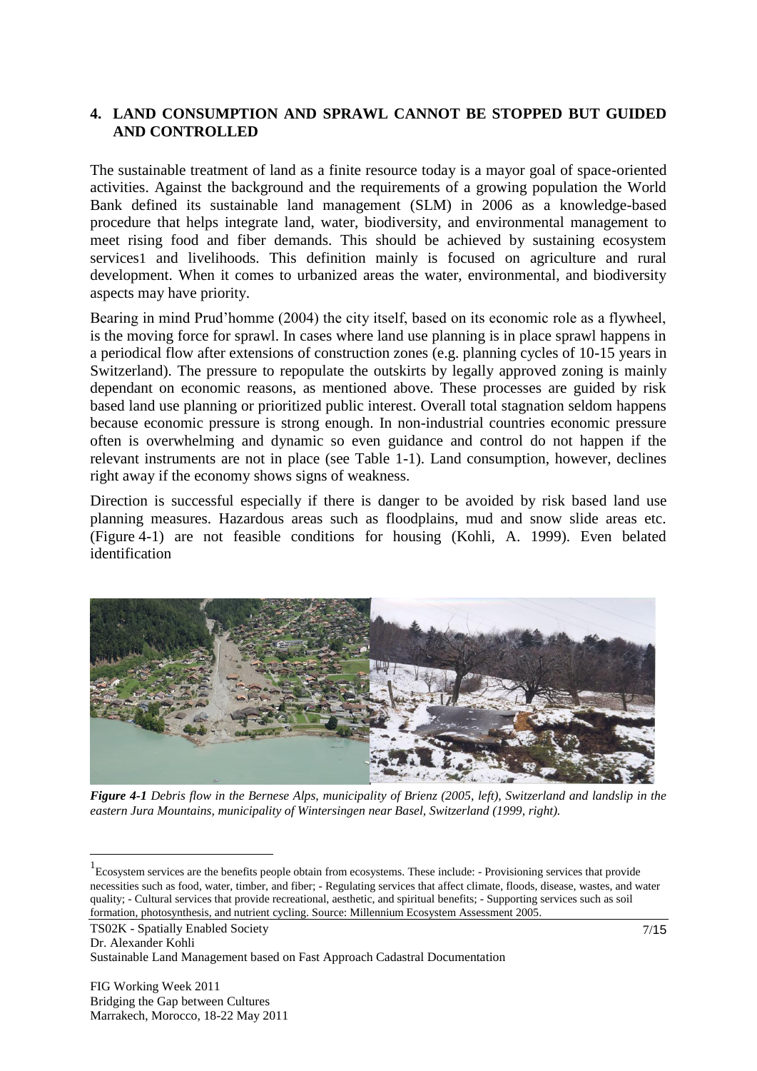## 4. LAND CONSUMPTION AND SPRAWL CANNOT BE STOPPED BUT GUIDED AND CONTROLLED

The sustainable treatment of land as a finite resource today is a mayor goal of space-oriented activities. Against the background and the requirements of a growing population the World Bank defined its sustainable land management (SLM) in 2006 as a knowledge-based procedure that helps integrate land, water, biodiversity, and environmental management to meet rising food and fiber demands. This should be achieved by sustaining ecosystem services[1] and livelihoods. This definition mainly is focused on agriculture and rural development. When it comes to urbanized areas the water, environmental, and biodiversity aspects may have priority.

Bearing in mind Prud'homme (2004) the city itself, based on its economic role as a flywheel, is the moving force for sprawl. In cases where land use planning is in place sprawl happens in a periodical flow after extensions of construction zones (e.g. planning cycles of 10-15 years in Switzerland). The pressure to repopulate the outskirts by legally approved zoning is mainly dependant on economic reasons, as mentioned above. These processes are guided by risk based land use planning or prioritized public interest. Overall total stagnation seldom happens because economic pressure is strong enough. In non-industrial countries economic pressure often is overwhelming and dynamic so even guidance and control do not happen if the relevant instruments are not in place (see Table 1-1). Land consumption, however, declines right away if the economy shows signs of weakness.

Direction is successful especially if there is danger to be avoided by risk based land use planning measures. Hazardous areas such as floodplains, mud and snow slide areas etc. (Figure 4-1) are not feasible conditions for housing (Kohli, A. 1999). Even belated identification

***Figure 4-1*** *Debris flow in the Bernese Alps, municipality of Brienz (2005, left), Switzerland and landslip in the eastern Jura Mountains, municipality of Wintersingen near Basel, Switzerland (1999, right).*

[1] Ecosystem services are the benefits people obtain from ecosystems. These include: - Provisioning services that provide necessities such as food, water, timber, and fiber; - Regulating services that affect climate, floods, disease, wastes, and water quality; - Cultural services that provide recreational, aesthetic, and spiritual benefits; - Supporting services such as soil formation, photosynthesis, and nutrient cycling. Source: Millennium Ecosystem Assessment 2005.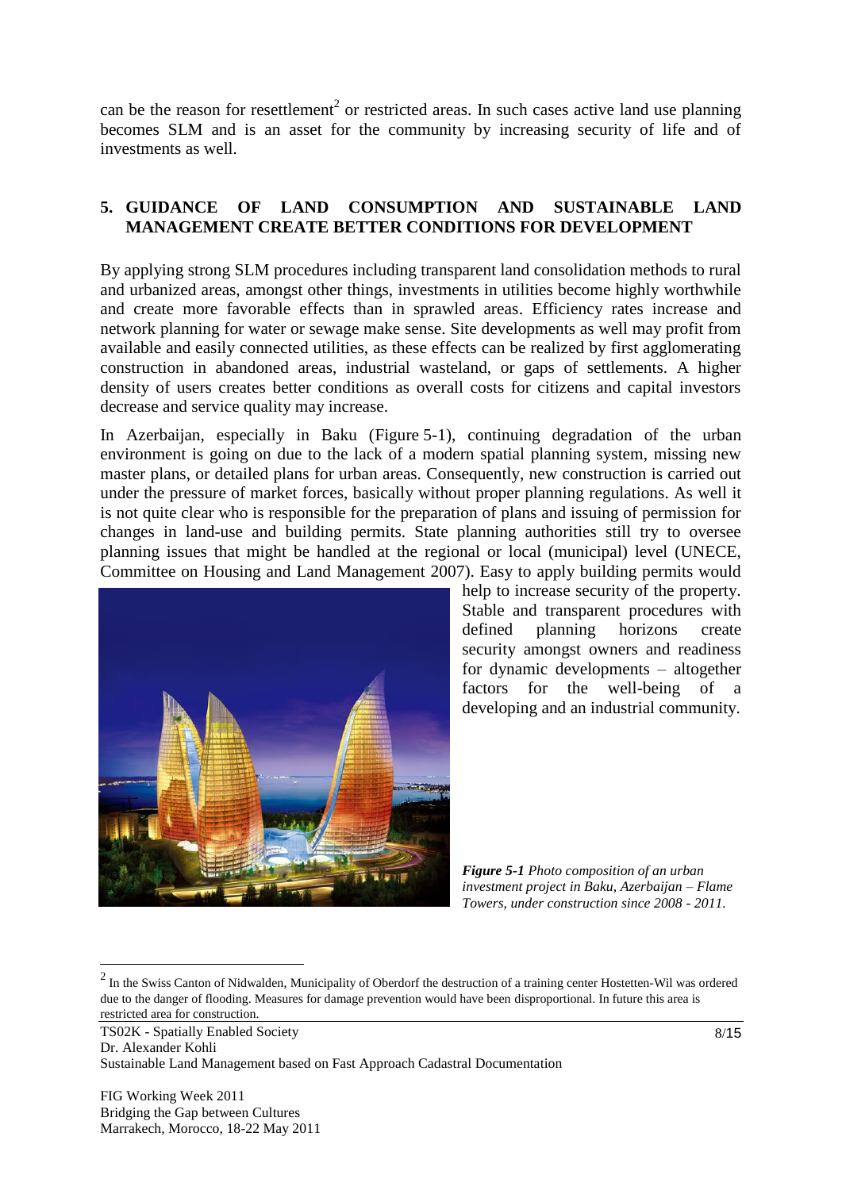can be the reason for resettlement[2] or restricted areas. In such cases active land use planning becomes SLM and is an asset for the community by increasing security of life and of investments as well.

## 5. GUIDANCE OF LAND CONSUMPTION AND SUSTAINABLE LAND MANAGEMENT CREATE BETTER CONDITIONS FOR DEVELOPMENT

By applying strong SLM procedures including transparent land consolidation methods to rural and urbanized areas, amongst other things, investments in utilities become highly worthwhile and create more favorable effects than in sprawled areas. Efficiency rates increase and network planning for water or sewage make sense. Site developments as well may profit from available and easily connected utilities, as these effects can be realized by first agglomerating construction in abandoned areas, industrial wasteland, or gaps of settlements. A higher density of users creates better conditions as overall costs for citizens and capital investors decrease and service quality may increase.

In Azerbaijan, especially in Baku (Figure 5-1), continuing degradation of the urban environment is going on due to the lack of a modern spatial planning system, missing new master plans, or detailed plans for urban areas. Consequently, new construction is carried out under the pressure of market forces, basically without proper planning regulations. As well it is not quite clear who is responsible for the preparation of plans and issuing of permission for changes in land-use and building permits. State planning authorities still try to oversee planning issues that might be handled at the regional or local (municipal) level (UNECE, Committee on Housing and Land Management 2007). Easy to apply building permits would help to increase security of the property. Stable and transparent procedures with defined planning horizons create security amongst owners and readiness for dynamic developments – altogether factors for the well-being of a developing and an industrial community.

***Figure 5-1*** *Photo composition of an urban investment project in Baku, Azerbaijan – Flame Towers, under construction since 2008 - 2011.*

[2] In the Swiss Canton of Nidwalden, Municipality of Oberdorf the destruction of a training center Hostetten-Wil was ordered due to the danger of flooding. Measures for damage prevention would have been disproportional. In future this area is restricted area for construction.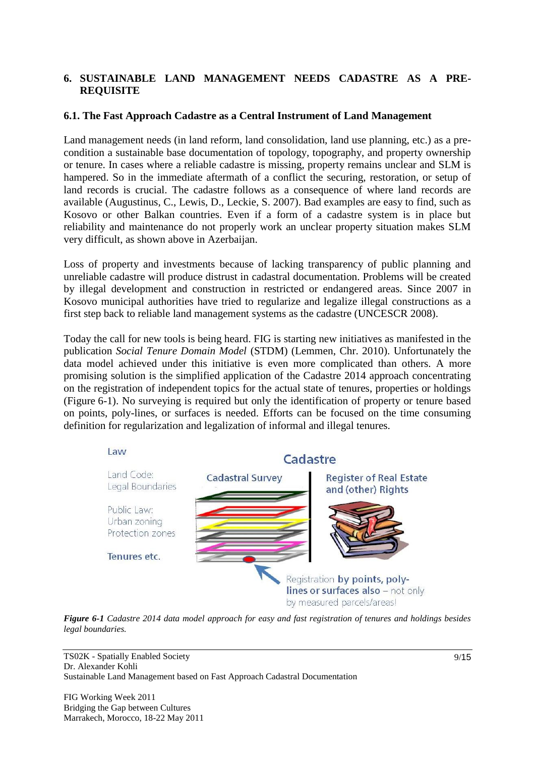## 6. SUSTAINABLE LAND MANAGEMENT NEEDS CADASTRE AS A PRE-REQUISITE

### 6.1. The Fast Approach Cadastre as a Central Instrument of Land Management

Land management needs (in land reform, land consolidation, land use planning, etc.) as a pre-condition a sustainable base documentation of topology, topography, and property ownership or tenure. In cases where a reliable cadastre is missing, property remains unclear and SLM is hampered. So in the immediate aftermath of a conflict the securing, restoration, or setup of land records is crucial. The cadastre follows as a consequence of where land records are available (Augustinus, C., Lewis, D., Leckie, S. 2007). Bad examples are easy to find, such as Kosovo or other Balkan countries. Even if a form of a cadastre system is in place but reliability and maintenance do not properly work an unclear property situation makes SLM very difficult, as shown above in Azerbaijan.

Loss of property and investments because of lacking transparency of public planning and unreliable cadastre will produce distrust in cadastral documentation. Problems will be created by illegal development and construction in restricted or endangered areas. Since 2007 in Kosovo municipal authorities have tried to regularize and legalize illegal constructions as a first step back to reliable land management systems as the cadastre (UNCESCR 2008).

Today the call for new tools is being heard. FIG is starting new initiatives as manifested in the publication *Social Tenure Domain Model* (STDM) (Lemmen, Chr. 2010). Unfortunately the data model achieved under this initiative is even more complicated than others. A more promising solution is the simplified application of the Cadastre 2014 approach concentrating on the registration of independent topics for the actual state of tenures, properties or holdings (Figure 6-1). No surveying is required but only the identification of property or tenure based on points, poly-lines, or surfaces is needed. Efforts can be focused on the time consuming definition for regularization and legalization of informal and illegal tenures.

Law

Land Code: Legal Boundaries

Public Law: Urban zoning Protection zones

Tenures etc.

Cadastre

Cadastral Survey

Register of Real Estate and (other) Rights

Registration by points, poly-lines or surfaces also – not only by measured parcels/areas!

***Figure 6-1*** *Cadastre 2014 data model approach for easy and fast registration of tenures and holdings besides legal boundaries.*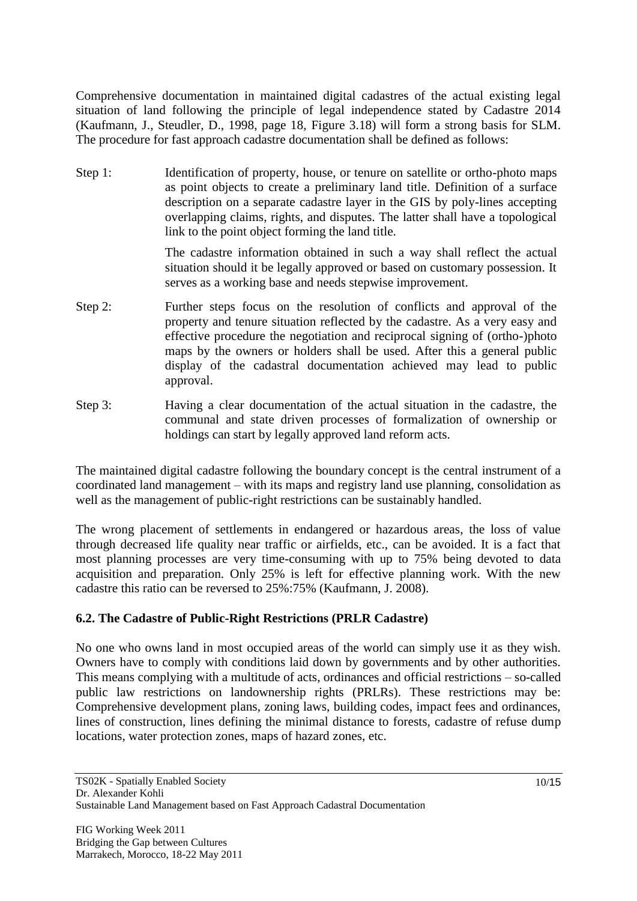Comprehensive documentation in maintained digital cadastres of the actual existing legal situation of land following the principle of legal independence stated by Cadastre 2014 (Kaufmann, J., Steudler, D., 1998, page 18, Figure 3.18) will form a strong basis for SLM. The procedure for fast approach cadastre documentation shall be defined as follows:

Step 1: Identification of property, house, or tenure on satellite or ortho-photo maps as point objects to create a preliminary land title. Definition of a surface description on a separate cadastre layer in the GIS by poly-lines accepting overlapping claims, rights, and disputes. The latter shall have a topological link to the point object forming the land title.

The cadastre information obtained in such a way shall reflect the actual situation should it be legally approved or based on customary possession. It serves as a working base and needs stepwise improvement.

Step 2: Further steps focus on the resolution of conflicts and approval of the property and tenure situation reflected by the cadastre. As a very easy and effective procedure the negotiation and reciprocal signing of (ortho-)photo maps by the owners or holders shall be used. After this a general public display of the cadastral documentation achieved may lead to public approval.

Step 3: Having a clear documentation of the actual situation in the cadastre, the communal and state driven processes of formalization of ownership or holdings can start by legally approved land reform acts.

The maintained digital cadastre following the boundary concept is the central instrument of a coordinated land management – with its maps and registry land use planning, consolidation as well as the management of public-right restrictions can be sustainably handled.

The wrong placement of settlements in endangered or hazardous areas, the loss of value through decreased life quality near traffic or airfields, etc., can be avoided. It is a fact that most planning processes are very time-consuming with up to 75% being devoted to data acquisition and preparation. Only 25% is left for effective planning work. With the new cadastre this ratio can be reversed to 25%:75% (Kaufmann, J. 2008).

### 6.2. The Cadastre of Public-Right Restrictions (PRLR Cadastre)

No one who owns land in most occupied areas of the world can simply use it as they wish. Owners have to comply with conditions laid down by governments and by other authorities. This means complying with a multitude of acts, ordinances and official restrictions – so-called public law restrictions on landownership rights (PRLRs). These restrictions may be: Comprehensive development plans, zoning laws, building codes, impact fees and ordinances, lines of construction, lines defining the minimal distance to forests, cadastre of refuse dump locations, water protection zones, maps of hazard zones, etc.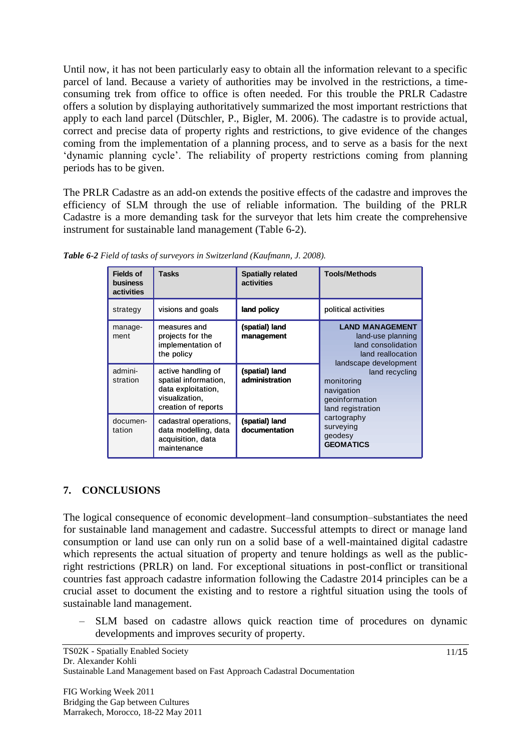Until now, it has not been particularly easy to obtain all the information relevant to a specific parcel of land. Because a variety of authorities may be involved in the restrictions, a time-consuming trek from office to office is often needed. For this trouble the PRLR Cadastre offers a solution by displaying authoritatively summarized the most important restrictions that apply to each land parcel (Dütschler, P., Bigler, M. 2006). The cadastre is to provide actual, correct and precise data of property rights and restrictions, to give evidence of the changes coming from the implementation of a planning process, and to serve as a basis for the next 'dynamic planning cycle'. The reliability of property restrictions coming from planning periods has to be given.

The PRLR Cadastre as an add-on extends the positive effects of the cadastre and improves the efficiency of SLM through the use of reliable information. The building of the PRLR Cadastre is a more demanding task for the surveyor that lets him create the comprehensive instrument for sustainable land management (Table 6-2).

***Table 6-2** Field of tasks of surveyors in Switzerland (Kaufmann, J. 2008).*

| **Fields of business activities** | **Tasks** | **Spatially related activities** | **Tools/Methods** |
|---|---|---|---|
| strategy | visions and goals | **land policy** | political activities |
| manage-ment | measures and projects for the implementation of the policy | **(spatial) land management** | **LAND MANAGEMENT** land-use planning land consolidation land reallocation landscape development land recycling monitoring navigation geoinformation land registration cartography surveying geodesy **GEOMATICS** |
| admini-stration | active handling of spatial information, data exploitation, visualization, creation of reports | **(spatial) land administration** | |
| documen-tation | cadastral operations, data modelling, data acquisition, data maintenance | **(spatial) land documentation** | |

## 7. CONCLUSIONS

The logical consequence of economic development–land consumption–substantiates the need for sustainable land management and cadastre. Successful attempts to direct or manage land consumption or land use can only run on a solid base of a well-maintained digital cadastre which represents the actual situation of property and tenure holdings as well as the public-right restrictions (PRLR) on land. For exceptional situations in post-conflict or transitional countries fast approach cadastre information following the Cadastre 2014 principles can be a crucial asset to document the existing and to restore a rightful situation using the tools of sustainable land management.

– SLM based on cadastre allows quick reaction time of procedures on dynamic developments and improves security of property.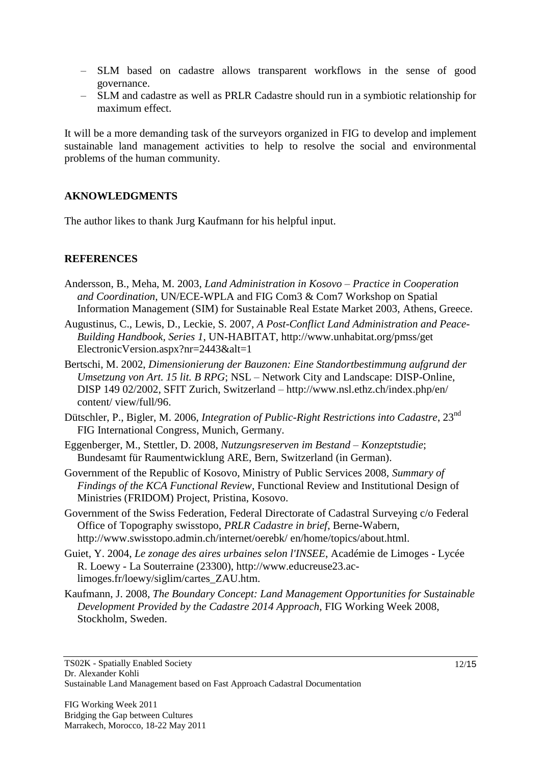- SLM based on cadastre allows transparent workflows in the sense of good governance.
- SLM and cadastre as well as PRLR Cadastre should run in a symbiotic relationship for maximum effect.

It will be a more demanding task of the surveyors organized in FIG to develop and implement sustainable land management activities to help to resolve the social and environmental problems of the human community.

## AKNOWLEDGMENTS

The author likes to thank Jurg Kaufmann for his helpful input.

## REFERENCES

Andersson, B., Meha, M. 2003, *Land Administration in Kosovo – Practice in Cooperation and Coordination*, UN/ECE-WPLA and FIG Com3 & Com7 Workshop on Spatial Information Management (SIM) for Sustainable Real Estate Market 2003, Athens, Greece.

Augustinus, C., Lewis, D., Leckie, S. 2007, *A Post-Conflict Land Administration and Peace-Building Handbook, Series 1*, UN-HABITAT, http://www.unhabitat.org/pmss/get ElectronicVersion.aspx?nr=2443&alt=1

Bertschi, M. 2002, *Dimensionierung der Bauzonen: Eine Standortbestimmung aufgrund der Umsetzung von Art. 15 lit. B RPG*; NSL – Network City and Landscape: DISP-Online, DISP 149 02/2002, SFIT Zurich, Switzerland – http://www.nsl.ethz.ch/index.php/en/ content/ view/full/96.

Dütschler, P., Bigler, M. 2006, *Integration of Public-Right Restrictions into Cadastre*, 23nd FIG International Congress, Munich, Germany.

Eggenberger, M., Stettler, D. 2008, *Nutzungsreserven im Bestand – Konzeptstudie*; Bundesamt für Raumentwicklung ARE, Bern, Switzerland (in German).

Government of the Republic of Kosovo, Ministry of Public Services 2008, *Summary of Findings of the KCA Functional Review*, Functional Review and Institutional Design of Ministries (FRIDOM) Project, Pristina, Kosovo.

Government of the Swiss Federation, Federal Directorate of Cadastral Surveying c/o Federal Office of Topography swisstopo, *PRLR Cadastre in brief*, Berne-Wabern, http://www.swisstopo.admin.ch/internet/oerebk/ en/home/topics/about.html.

Guiet, Y. 2004, *Le zonage des aires urbaines selon l'INSEE*, Académie de Limoges - Lycée R. Loewy - La Souterraine (23300), http://www.educreuse23.ac-limoges.fr/loewy/siglim/cartes_ZAU.htm.

Kaufmann, J. 2008, *The Boundary Concept: Land Management Opportunities for Sustainable Development Provided by the Cadastre 2014 Approach*, FIG Working Week 2008, Stockholm, Sweden.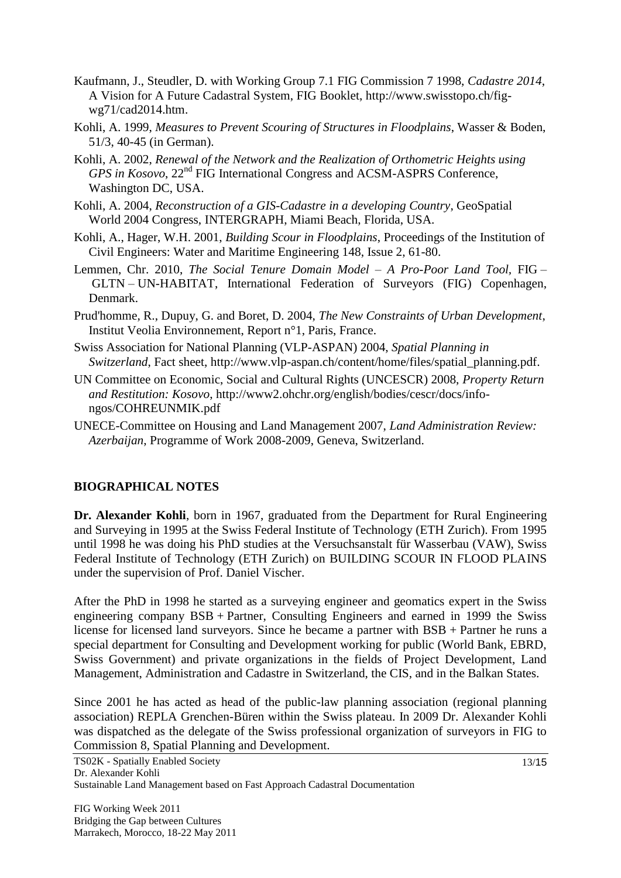Kaufmann, J., Steudler, D. with Working Group 7.1 FIG Commission 7 1998, *Cadastre 2014*, A Vision for A Future Cadastral System, FIG Booklet, http://www.swisstopo.ch/fig-wg71/cad2014.htm.

Kohli, A. 1999, *Measures to Prevent Scouring of Structures in Floodplains*, Wasser & Boden, 51/3, 40-45 (in German).

Kohli, A. 2002, *Renewal of the Network and the Realization of Orthometric Heights using GPS in Kosovo*, 22nd FIG International Congress and ACSM-ASPRS Conference, Washington DC, USA.

Kohli, A. 2004, *Reconstruction of a GIS-Cadastre in a developing Country*, GeoSpatial World 2004 Congress, INTERGRAPH, Miami Beach, Florida, USA.

Kohli, A., Hager, W.H. 2001, *Building Scour in Floodplains*, Proceedings of the Institution of Civil Engineers: Water and Maritime Engineering 148, Issue 2, 61-80.

Lemmen, Chr. 2010, *The Social Tenure Domain Model – A Pro-Poor Land Tool*, FIG – GLTN – UN-HABITAT, International Federation of Surveyors (FIG) Copenhagen, Denmark.

Prud'homme, R., Dupuy, G. and Boret, D. 2004, *The New Constraints of Urban Development*, Institut Veolia Environnement, Report n°1, Paris, France.

Swiss Association for National Planning (VLP-ASPAN) 2004, *Spatial Planning in Switzerland*, Fact sheet, http://www.vlp-aspan.ch/content/home/files/spatial_planning.pdf.

UN Committee on Economic, Social and Cultural Rights (UNCESCR) 2008, *Property Return and Restitution: Kosovo*, http://www2.ohchr.org/english/bodies/cescr/docs/info-ngos/COHREUNMIK.pdf

UNECE-Committee on Housing and Land Management 2007, *Land Administration Review: Azerbaijan*, Programme of Work 2008-2009, Geneva, Switzerland.

## BIOGRAPHICAL NOTES

**Dr. Alexander Kohli**, born in 1967, graduated from the Department for Rural Engineering and Surveying in 1995 at the Swiss Federal Institute of Technology (ETH Zurich). From 1995 until 1998 he was doing his PhD studies at the Versuchsanstalt für Wasserbau (VAW), Swiss Federal Institute of Technology (ETH Zurich) on BUILDING SCOUR IN FLOOD PLAINS under the supervision of Prof. Daniel Vischer.

After the PhD in 1998 he started as a surveying engineer and geomatics expert in the Swiss engineering company BSB + Partner, Consulting Engineers and earned in 1999 the Swiss license for licensed land surveyors. Since he became a partner with BSB + Partner he runs a special department for Consulting and Development working for public (World Bank, EBRD, Swiss Government) and private organizations in the fields of Project Development, Land Management, Administration and Cadastre in Switzerland, the CIS, and in the Balkan States.

Since 2001 he has acted as head of the public-law planning association (regional planning association) REPLA Grenchen-Büren within the Swiss plateau. In 2009 Dr. Alexander Kohli was dispatched as the delegate of the Swiss professional organization of surveyors in FIG to Commission 8, Spatial Planning and Development.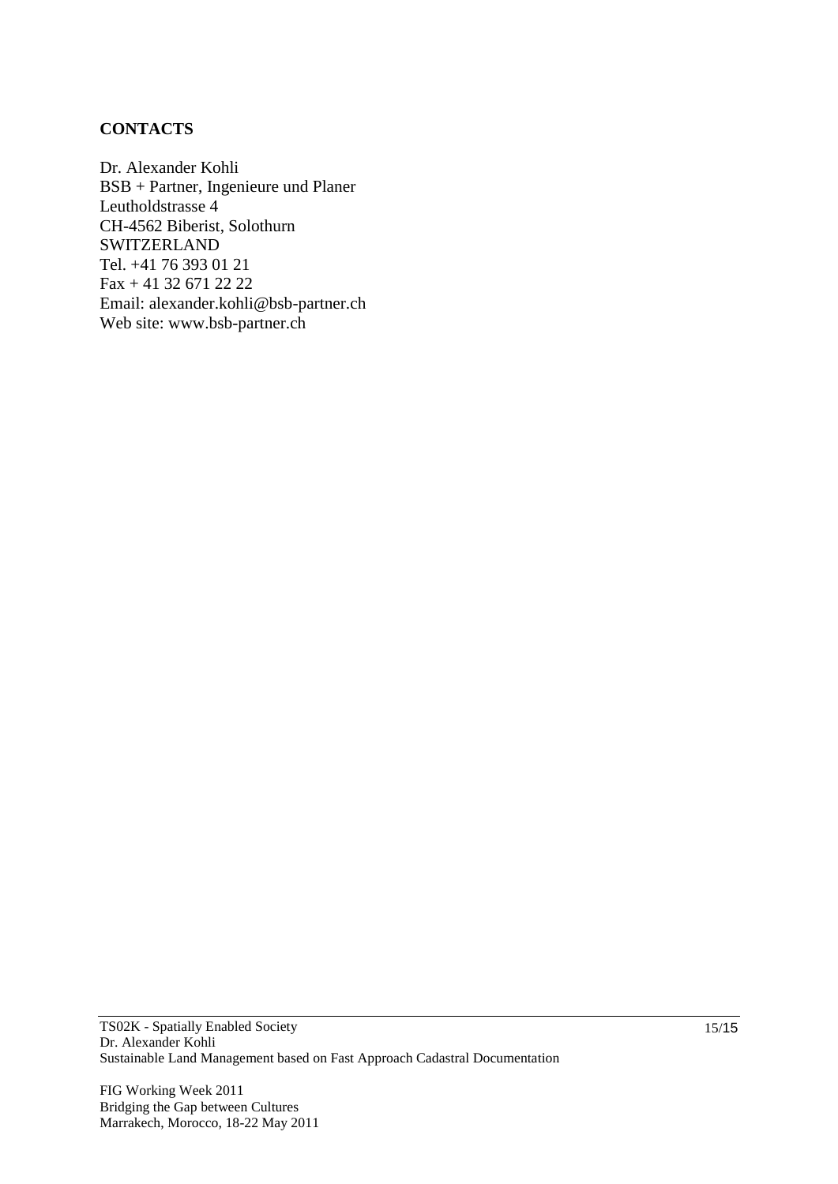**CONTACTS**

Dr. Alexander Kohli
BSB + Partner, Ingenieure und Planer
Leutholdstrasse 4
CH-4562 Biberist, Solothurn
SWITZERLAND
Tel. +41 76 393 01 21
Fax + 41 32 671 22 22
Email: alexander.kohli@bsb-partner.ch
Web site: www.bsb-partner.ch